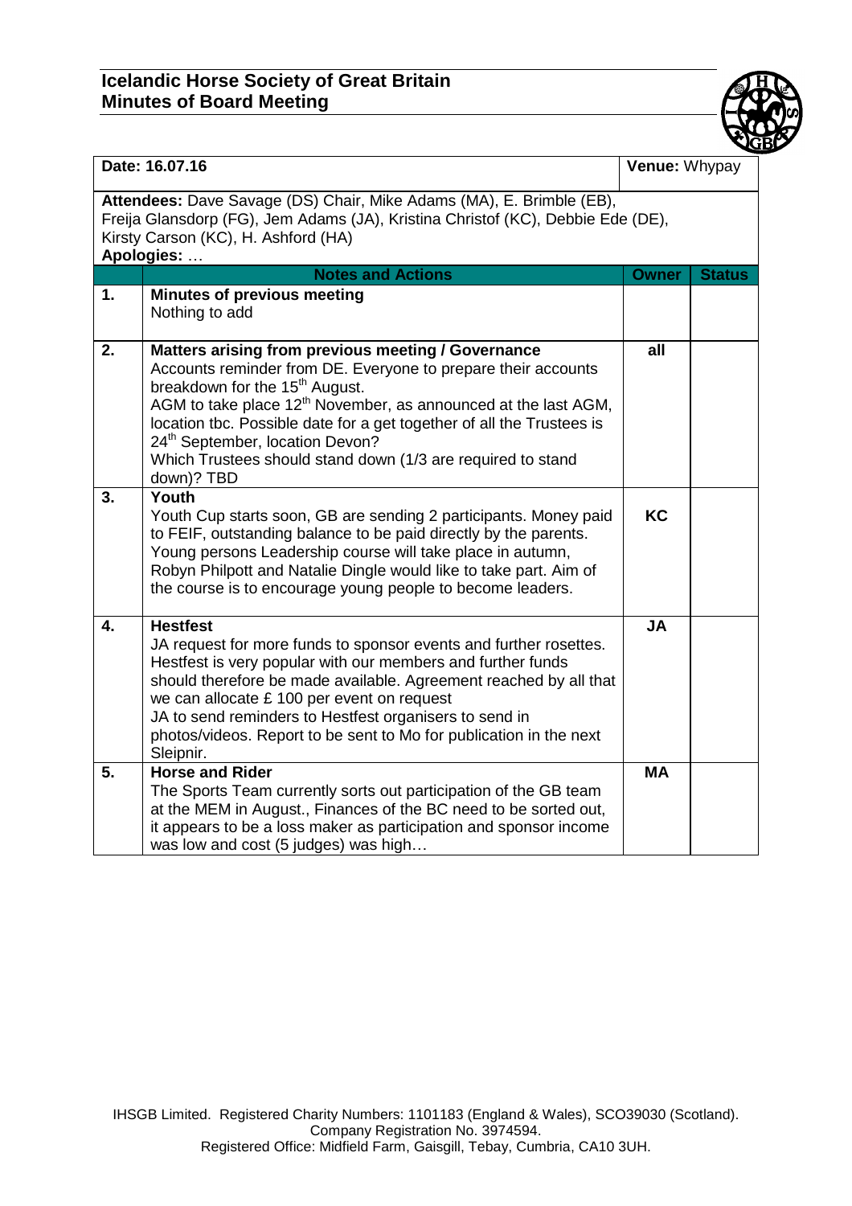**Icelandic Horse Society of Great Britain**
**Minutes of Board Meeting**

| **Date: 16.07.16** | | **Venue:** Whypay | |
|---|---|---|---|
| **Attendees:** Dave Savage (DS) Chair, Mike Adams (MA), E. Brimble (EB), Freija Glansdorp (FG), Jem Adams (JA), Kristina Christof (KC), Debbie Ede (DE), Kirsty Carson (KC), H. Ashford (HA)<br>**Apologies:** … | | | |
| | **Notes and Actions** | **Owner** | **Status** |
| **1.** | **Minutes of previous meeting**<br>Nothing to add | | |
| **2.** | **Matters arising from previous meeting / Governance**<br>Accounts reminder from DE. Everyone to prepare their accounts breakdown for the 15th August.<br>AGM to take place 12th November, as announced at the last AGM, location tbc. Possible date for a get together of all the Trustees is 24th September, location Devon?<br>Which Trustees should stand down (1/3 are required to stand down)? TBD | **all** | |
| **3.** | **Youth**<br>Youth Cup starts soon, GB are sending 2 participants. Money paid to FEIF, outstanding balance to be paid directly by the parents.<br>Young persons Leadership course will take place in autumn, Robyn Philpott and Natalie Dingle would like to take part. Aim of the course is to encourage young people to become leaders. | **KC** | |
| **4.** | **Hestfest**<br>JA request for more funds to sponsor events and further rosettes. Hestfest is very popular with our members and further funds should therefore be made available. Agreement reached by all that we can allocate £ 100 per event on request<br>JA to send reminders to Hestfest organisers to send in photos/videos. Report to be sent to Mo for publication in the next Sleipnir. | **JA** | |
| **5.** | **Horse and Rider**<br>The Sports Team currently sorts out participation of the GB team at the MEM in August., Finances of the BC need to be sorted out, it appears to be a loss maker as participation and sponsor income was low and cost (5 judges) was high… | **MA** | |

IHSGB Limited. Registered Charity Numbers: 1101183 (England & Wales), SCO39030 (Scotland).
Company Registration No. 3974594.
Registered Office: Midfield Farm, Gaisgill, Tebay, Cumbria, CA10 3UH.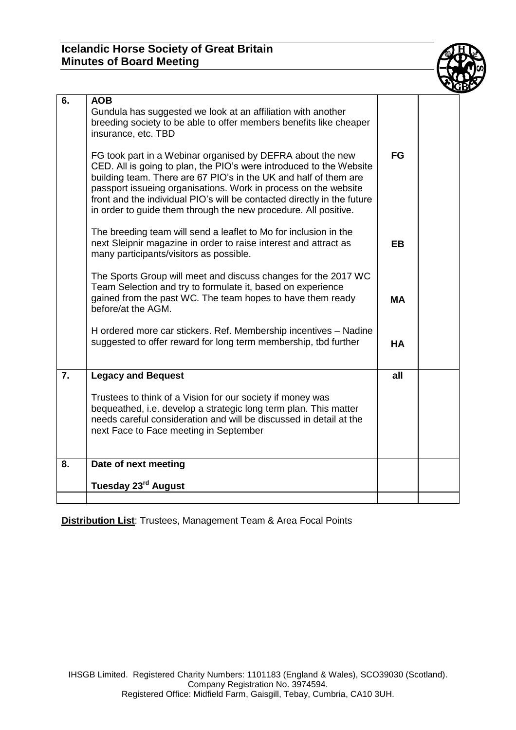| | | | |
|---|---|---|---|
| **6.** | **AOB**<br>Gundula has suggested we look at an affiliation with another breeding society to be able to offer members benefits like cheaper insurance, etc. TBD<br><br>FG took part in a Webinar organised by DEFRA about the new CED. All is going to plan, the PIO's were introduced to the Website building team. There are 67 PIO's in the UK and half of them are passport issueing organisations. Work in process on the website front and the individual PIO's will be contacted directly in the future in order to guide them through the new procedure. All positive.<br><br>The breeding team will send a leaflet to Mo for inclusion in the next Sleipnir magazine in order to raise interest and attract as many participants/visitors as possible.<br><br>The Sports Group will meet and discuss changes for the 2017 WC Team Selection and try to formulate it, based on experience gained from the past WC. The team hopes to have them ready before/at the AGM.<br><br>H ordered more car stickers. Ref. Membership incentives – Nadine suggested to offer reward for long term membership, tbd further | <br><br><br><br>**FG**<br><br><br><br><br><br><br>**EB**<br><br><br><br>**MA**<br><br><br>**HA** | |
| **7.** | **Legacy and Bequest**<br><br>Trustees to think of a Vision for our society if money was bequeathed, i.e. develop a strategic long term plan. This matter needs careful consideration and will be discussed in detail at the next Face to Face meeting in September | **all** | |
| **8.** | **Date of next meeting**<br><br>**Tuesday 23rd August** | | |
| | | | |

**Distribution List**: Trustees, Management Team & Area Focal Points

IHSGB Limited. Registered Charity Numbers: 1101183 (England & Wales), SCO39030 (Scotland).
Company Registration No. 3974594.
Registered Office: Midfield Farm, Gaisgill, Tebay, Cumbria, CA10 3UH.